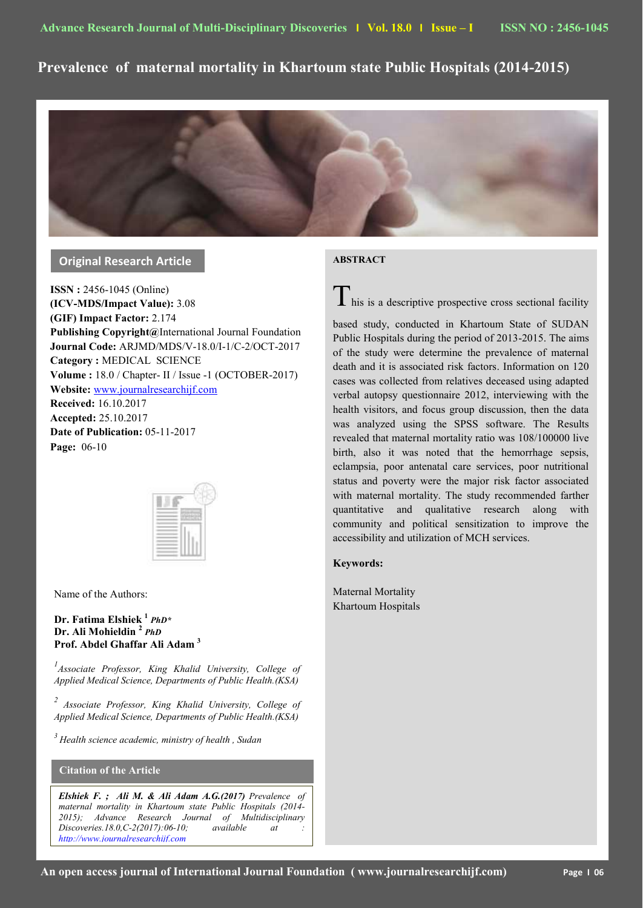# Prevalence of maternal mortality in Khartoum state Public Hospitals (2014-2015)

## Original Research Article

**ISSN :** 2456-1045 (Online)
**(ICV-MDS/Impact Value):** 3.08
**(GIF) Impact Factor:** 2.174
**Publishing Copyright@**International Journal Foundation
**Journal Code:** ARJMD/MDS/V-18.0/I-1/C-2/OCT-2017
**Category :** MEDICAL SCIENCE
**Volume :** 18.0 / Chapter- II / Issue -1 (OCTOBER-2017)
**Website:** www.journalresearchijf.com
**Received:** 16.10.2017
**Accepted:** 25.10.2017
**Date of Publication:** 05-11-2017
**Page:** 06-10

Name of the Authors:

**Dr. Fatima Elshiek** [1] ***PhD\****
**Dr. Ali Mohieldin** [2] ***PhD***
**Prof. Abdel Ghaffar Ali Adam** [3]

[1] *Associate Professor, King Khalid University, College of Applied Medical Science, Departments of Public Health.(KSA)*

[2] *Associate Professor, King Khalid University, College of Applied Medical Science, Departments of Public Health.(KSA)*

[3] *Health science academic, ministry of health , Sudan*

### Citation of the Article

***Elshiek F. ; Ali M. & Ali Adam A.G.(2017)*** *Prevalence of maternal mortality in Khartoum state Public Hospitals (2014-2015); Advance Research Journal of Multidisciplinary Discoveries.18.0,C-2(2017):06-10; available at : http://www.journalresearchijf.com*

### ABSTRACT

This is a descriptive prospective cross sectional facility based study, conducted in Khartoum State of SUDAN Public Hospitals during the period of 2013-2015. The aims of the study were determine the prevalence of maternal death and it is associated risk factors. Information on 120 cases was collected from relatives deceased using adapted verbal autopsy questionnaire 2012, interviewing with the health visitors, and focus group discussion, then the data was analyzed using the SPSS software. The Results revealed that maternal mortality ratio was 108/100000 live birth, also it was noted that the hemorrhage sepsis, eclampsia, poor antenatal care services, poor nutritional status and poverty were the major risk factor associated with maternal mortality. The study recommended farther quantitative and qualitative research along with community and political sensitization to improve the accessibility and utilization of MCH services.

**Keywords:**

Maternal Mortality
Khartoum Hospitals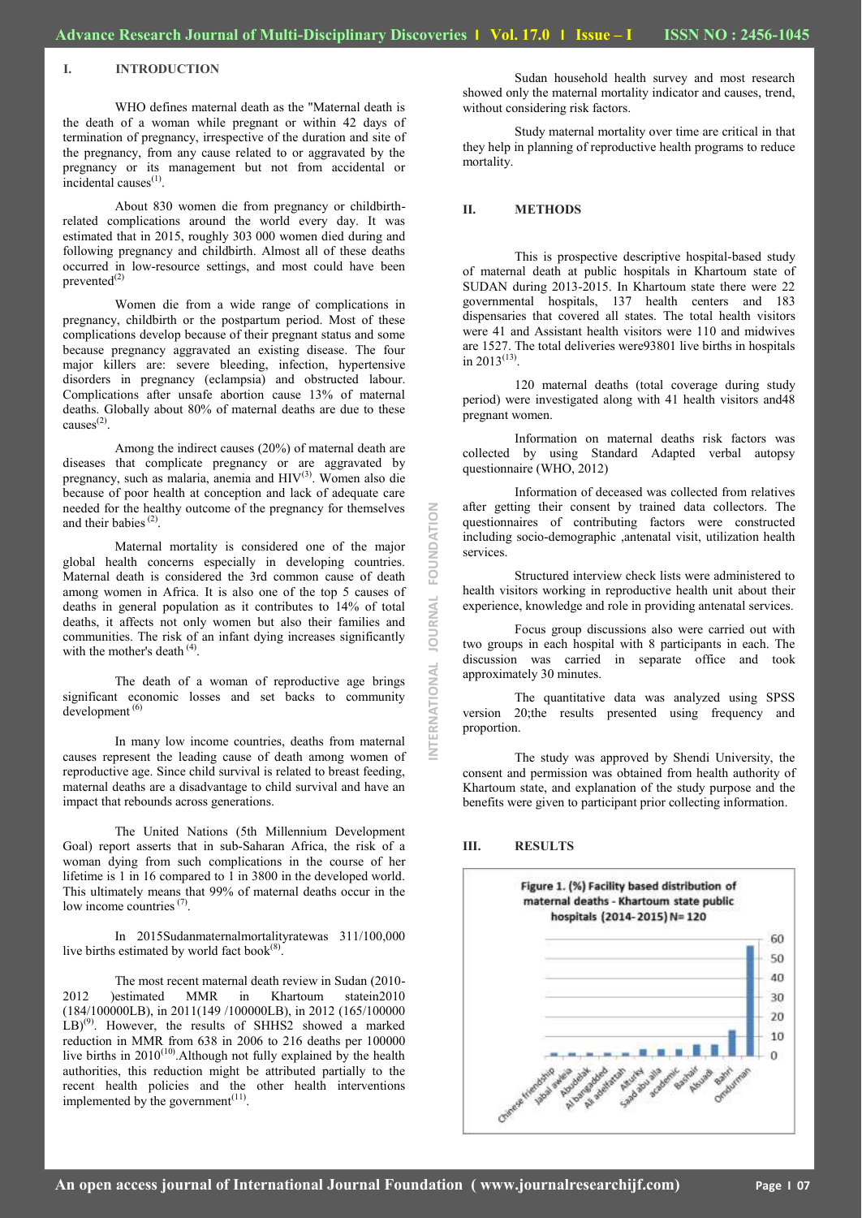## I. INTRODUCTION

WHO defines maternal death as the "Maternal death is the death of a woman while pregnant or within 42 days of termination of pregnancy, irrespective of the duration and site of the pregnancy, from any cause related to or aggravated by the pregnancy or its management but not from accidental or incidental causes[1].

About 830 women die from pregnancy or childbirth-related complications around the world every day. It was estimated that in 2015, roughly 303 000 women died during and following pregnancy and childbirth. Almost all of these deaths occurred in low-resource settings, and most could have been prevented[2]

Women die from a wide range of complications in pregnancy, childbirth or the postpartum period. Most of these complications develop because of their pregnant status and some because pregnancy aggravated an existing disease. The four major killers are: severe bleeding, infection, hypertensive disorders in pregnancy (eclampsia) and obstructed labour. Complications after unsafe abortion cause 13% of maternal deaths. Globally about 80% of maternal deaths are due to these causes[2].

Among the indirect causes (20%) of maternal death are diseases that complicate pregnancy or are aggravated by pregnancy, such as malaria, anemia and HIV[3]. Women also die because of poor health at conception and lack of adequate care needed for the healthy outcome of the pregnancy for themselves and their babies [2].

Maternal mortality is considered one of the major global health concerns especially in developing countries. Maternal death is considered the 3rd common cause of death among women in Africa. It is also one of the top 5 causes of deaths in general population as it contributes to 14% of total deaths, it affects not only women but also their families and communities. The risk of an infant dying increases significantly with the mother's death [4].

The death of a woman of reproductive age brings significant economic losses and set backs to community development [6]

In many low income countries, deaths from maternal causes represent the leading cause of death among women of reproductive age. Since child survival is related to breast feeding, maternal deaths are a disadvantage to child survival and have an impact that rebounds across generations.

The United Nations (5th Millennium Development Goal) report asserts that in sub-Saharan Africa, the risk of a woman dying from such complications in the course of her lifetime is 1 in 16 compared to 1 in 3800 in the developed world. This ultimately means that 99% of maternal deaths occur in the low income countries [7].

In 2015Sudanmaternalmortalityratewas 311/100,000 live births estimated by world fact book[8].

The most recent maternal death review in Sudan (2010-2012 )estimated MMR in Khartoum statein2010 (184/100000LB), in 2011(149 /100000LB), in 2012 (165/100000 LB)[9]. However, the results of SHHS2 showed a marked reduction in MMR from 638 in 2006 to 216 deaths per 100000 live births in 2010[10].Although not fully explained by the health authorities, this reduction might be attributed partially to the recent health policies and the other health interventions implemented by the government[11].

Sudan household health survey and most research showed only the maternal mortality indicator and causes, trend, without considering risk factors.

Study maternal mortality over time are critical in that they help in planning of reproductive health programs to reduce mortality.

## II. METHODS

This is prospective descriptive hospital-based study of maternal death at public hospitals in Khartoum state of SUDAN during 2013-2015. In Khartoum state there were 22 governmental hospitals, 137 health centers and 183 dispensaries that covered all states. The total health visitors were 41 and Assistant health visitors were 110 and midwives are 1527. The total deliveries were93801 live births in hospitals in 2013[13].

120 maternal deaths (total coverage during study period) were investigated along with 41 health visitors and48 pregnant women.

Information on maternal deaths risk factors was collected by using Standard Adapted verbal autopsy questionnaire (WHO, 2012)

Information of deceased was collected from relatives after getting their consent by trained data collectors. The questionnaires of contributing factors were constructed including socio-demographic ,antenatal visit, utilization health services.

Structured interview check lists were administered to health visitors working in reproductive health unit about their experience, knowledge and role in providing antenatal services.

Focus group discussions also were carried out with two groups in each hospital with 8 participants in each. The discussion was carried in separate office and took approximately 30 minutes.

The quantitative data was analyzed using SPSS version 20;the results presented using frequency and proportion.

The study was approved by Shendi University, the consent and permission was obtained from health authority of Khartoum state, and explanation of the study purpose and the benefits were given to participant prior collecting information.

## III. RESULTS

Figure 1. (%) Facility based distribution of maternal deaths - Khartoum state public hospitals (2014-2015) N= 120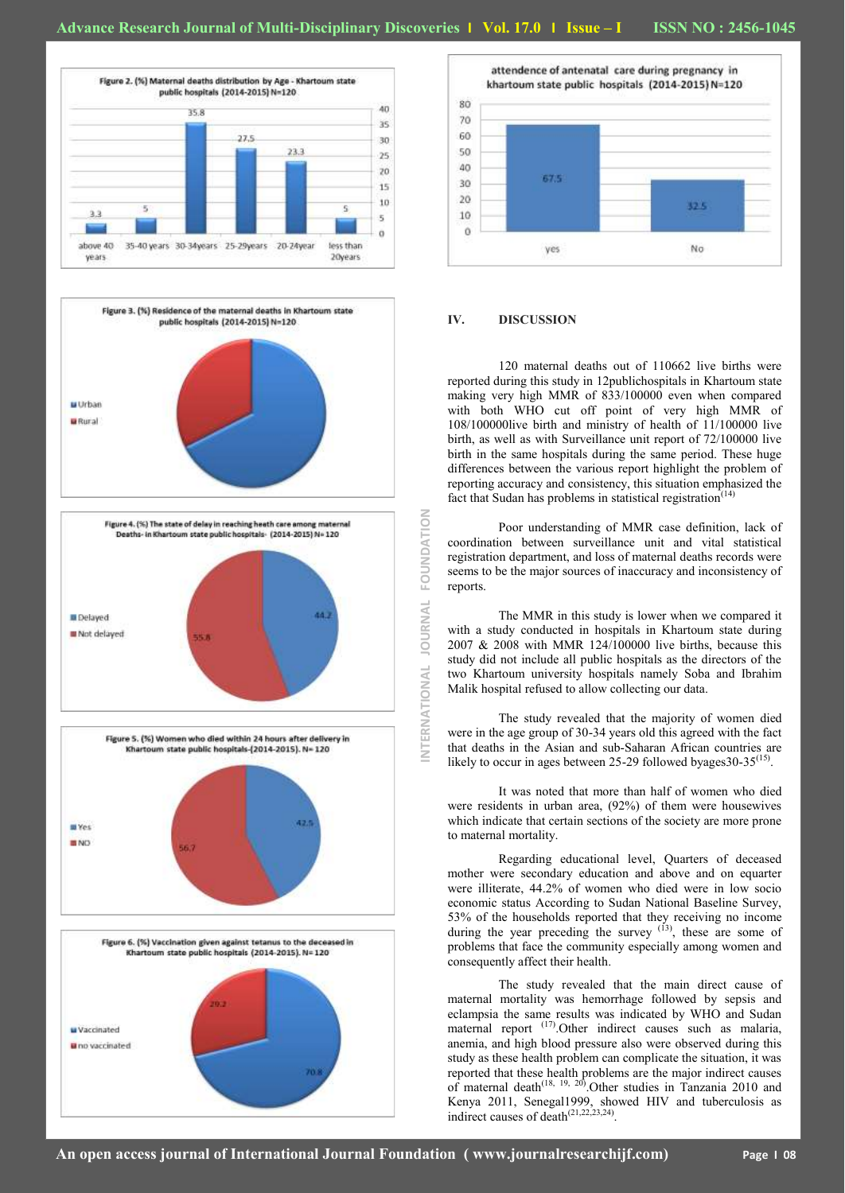Figure 2. (%) Maternal deaths distribution by Age - Khartoum state public hospitals (2014-2015) N=120

| Age | % |
|---|---|
| above 40 years | 3.3 |
| 35-40 years | 5 |
| 30-34years | 35.8 |
| 25-29years | 27.5 |
| 20-24year | 23.3 |
| less than 20years | 5 |

Figure 3. (%) Residence of the maternal deaths in Khartoum state public hospitals (2014-2015) N=120

Urban, Rural

Figure 4. (%) The state of delay in reaching heath care among maternal Deaths- in Khartoum state public hospitals- (2014-2015) N= 120

| State | % |
|---|---|
| Delayed | 44.2 |
| Not delayed | 55.8 |

Figure 5. (%) Women who died within 24 hours after delivery in Khartoum state public hospitals-(2014-2015). N= 120

| | % |
|---|---|
| Yes | 42.5 |
| NO | 56.7 |

Figure 6. (%) Vaccination given against tetanus to the deceased in Khartoum state public hospitals (2014-2015). N=120

| | % |
|---|---|
| Vaccinated | 70.8 |
| no vaccinated | 29.2 |

attendence of antenatal care during pregnancy in khartoum state public hospitals (2014-2015) N=120

| | % |
|---|---|
| yes | 67.5 |
| No | 32.5 |

## IV. DISCUSSION

120 maternal deaths out of 110662 live births were reported during this study in 12publichospitals in Khartoum state making very high MMR of 833/100000 even when compared with both WHO cut off point of very high MMR of 108/100000live birth and ministry of health of 11/100000 live birth, as well as with Surveillance unit report of 72/100000 live birth in the same hospitals during the same period. These huge differences between the various report highlight the problem of reporting accuracy and consistency, this situation emphasized the fact that Sudan has problems in statistical registration[14]

Poor understanding of MMR case definition, lack of coordination between surveillance unit and vital statistical registration department, and loss of maternal deaths records were seems to be the major sources of inaccuracy and inconsistency of reports.

The MMR in this study is lower when we compared it with a study conducted in hospitals in Khartoum state during 2007 & 2008 with MMR 124/100000 live births, because this study did not include all public hospitals as the directors of the two Khartoum university hospitals namely Soba and Ibrahim Malik hospital refused to allow collecting our data.

The study revealed that the majority of women died were in the age group of 30-34 years old this agreed with the fact that deaths in the Asian and sub-Saharan African countries are likely to occur in ages between 25-29 followed byages30-35[15].

It was noted that more than half of women who died were residents in urban area, (92%) of them were housewives which indicate that certain sections of the society are more prone to maternal mortality.

Regarding educational level, Quarters of deceased mother were secondary education and above and on equarter were illiterate, 44.2% of women who died were in low socio economic status According to Sudan National Baseline Survey, 53% of the households reported that they receiving no income during the year preceding the survey [13], these are some of problems that face the community especially among women and consequently affect their health.

The study revealed that the main direct cause of maternal mortality was hemorrhage followed by sepsis and eclampsia the same results was indicated by WHO and Sudan maternal report [17].Other indirect causes such as malaria, anemia, and high blood pressure also were observed during this study as these health problem can complicate the situation, it was reported that these health problems are the major indirect causes of maternal death[18, 19, 20].Other studies in Tanzania 2010 and Kenya 2011, Senegal1999, showed HIV and tuberculosis as indirect causes of death[21,22,23,24].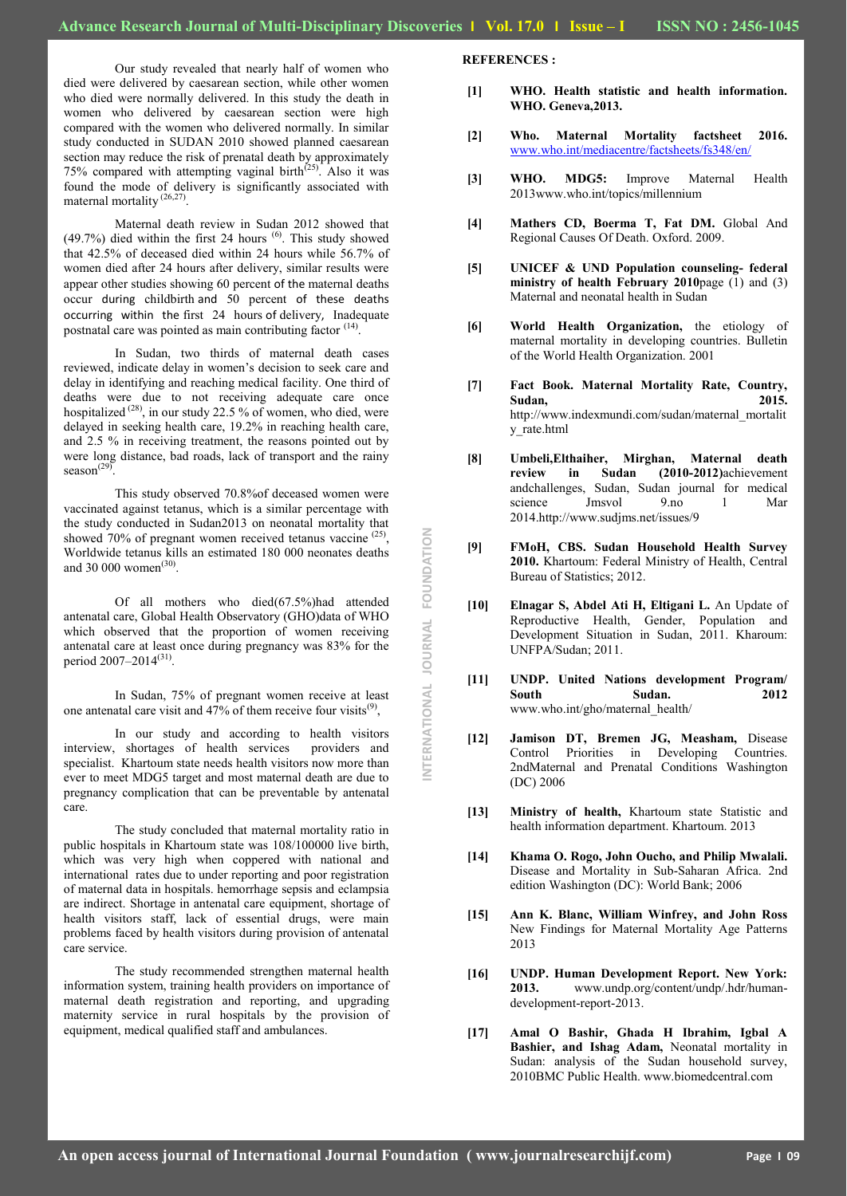Our study revealed that nearly half of women who died were delivered by caesarean section, while other women who died were normally delivered. In this study the death in women who delivered by caesarean section were high compared with the women who delivered normally. In similar study conducted in SUDAN 2010 showed planned caesarean section may reduce the risk of prenatal death by approximately 75% compared with attempting vaginal birth[25]. Also it was found the mode of delivery is significantly associated with maternal mortality [26,27].

Maternal death review in Sudan 2012 showed that (49.7%) died within the first 24 hours [6]. This study showed that 42.5% of deceased died within 24 hours while 56.7% of women died after 24 hours after delivery, similar results were appear other studies showing 60 percent of the maternal deaths occur during childbirth and 50 percent of these deaths occurring within the first 24 hours of delivery, Inadequate postnatal care was pointed as main contributing factor [14].

In Sudan, two thirds of maternal death cases reviewed, indicate delay in women's decision to seek care and delay in identifying and reaching medical facility. One third of deaths were due to not receiving adequate care once hospitalized [28], in our study 22.5 % of women, who died, were delayed in seeking health care, 19.2% in reaching health care, and 2.5 % in receiving treatment, the reasons pointed out by were long distance, bad roads, lack of transport and the rainy season[29].

This study observed 70.8%of deceased women were vaccinated against tetanus, which is a similar percentage with the study conducted in Sudan2013 on neonatal mortality that showed 70% of pregnant women received tetanus vaccine [25], Worldwide tetanus kills an estimated 180 000 neonates deaths and 30 000 women[30].

Of all mothers who died(67.5%)had attended antenatal care, Global Health Observatory (GHO)data of WHO which observed that the proportion of women receiving antenatal care at least once during pregnancy was 83% for the period 2007–2014[31].

In Sudan, 75% of pregnant women receive at least one antenatal care visit and 47% of them receive four visits[9],

In our study and according to health visitors interview, shortages of health services providers and specialist. Khartoum state needs health visitors now more than ever to meet MDG5 target and most maternal death are due to pregnancy complication that can be preventable by antenatal care.

The study concluded that maternal mortality ratio in public hospitals in Khartoum state was 108/100000 live birth, which was very high when coppered with national and international rates due to under reporting and poor registration of maternal data in hospitals. hemorrhage sepsis and eclampsia are indirect. Shortage in antenatal care equipment, shortage of health visitors staff, lack of essential drugs, were main problems faced by health visitors during provision of antenatal care service.

The study recommended strengthen maternal health information system, training health providers on importance of maternal death registration and reporting, and upgrading maternity service in rural hospitals by the provision of equipment, medical qualified staff and ambulances.

## REFERENCES :

[1] **WHO. Health statistic and health information. WHO. Geneva,2013.**

[2] **Who. Maternal Mortality factsheet 2016.** www.who.int/mediacentre/factsheets/fs348/en/

[3] **WHO. MDG5:** Improve Maternal Health 2013www.who.int/topics/millennium

[4] **Mathers CD, Boerma T, Fat DM.** Global And Regional Causes Of Death. Oxford. 2009.

[5] **UNICEF & UND Population counseling- federal ministry of health February 2010**page (1) and (3) Maternal and neonatal health in Sudan

[6] **World Health Organization,** the etiology of maternal mortality in developing countries. Bulletin of the World Health Organization. 2001

[7] **Fact Book. Maternal Mortality Rate, Country, Sudan, 2015.** http://www.indexmundi.com/sudan/maternal_mortality_rate.html

[8] **Umbeli,Elthaiher, Mirghan, Maternal death review in Sudan (2010-2012)**achievement andchallenges, Sudan, Sudan journal for medical science Jmsvol 9.no 1 Mar 2014.http://www.sudjms.net/issues/9

[9] **FMoH, CBS. Sudan Household Health Survey 2010.** Khartoum: Federal Ministry of Health, Central Bureau of Statistics; 2012.

[10] **Elnagar S, Abdel Ati H, Eltigani L.** An Update of Reproductive Health, Gender, Population and Development Situation in Sudan, 2011. Kharoum: UNFPA/Sudan; 2011.

[11] **UNDP. United Nations development Program/ South Sudan. 2012** www.who.int/gho/maternal_health/

[12] **Jamison DT, Bremen JG, Measham,** Disease Control Priorities in Developing Countries. 2ndMaternal and Prenatal Conditions Washington (DC) 2006

[13] **Ministry of health,** Khartoum state Statistic and health information department. Khartoum. 2013

[14] **Khama O. Rogo, John Oucho, and Philip Mwalali.** Disease and Mortality in Sub-Saharan Africa. 2nd edition Washington (DC): World Bank; 2006

[15] **Ann K. Blanc, William Winfrey, and John Ross** New Findings for Maternal Mortality Age Patterns 2013

[16] **UNDP. Human Development Report. New York: 2013.** www.undp.org/content/undp/.hdr/human-development-report-2013.

[17] **Amal O Bashir, Ghada H Ibrahim, Igbal A Bashier, and Ishag Adam,** Neonatal mortality in Sudan: analysis of the Sudan household survey, 2010BMC Public Health. www.biomedcentral.com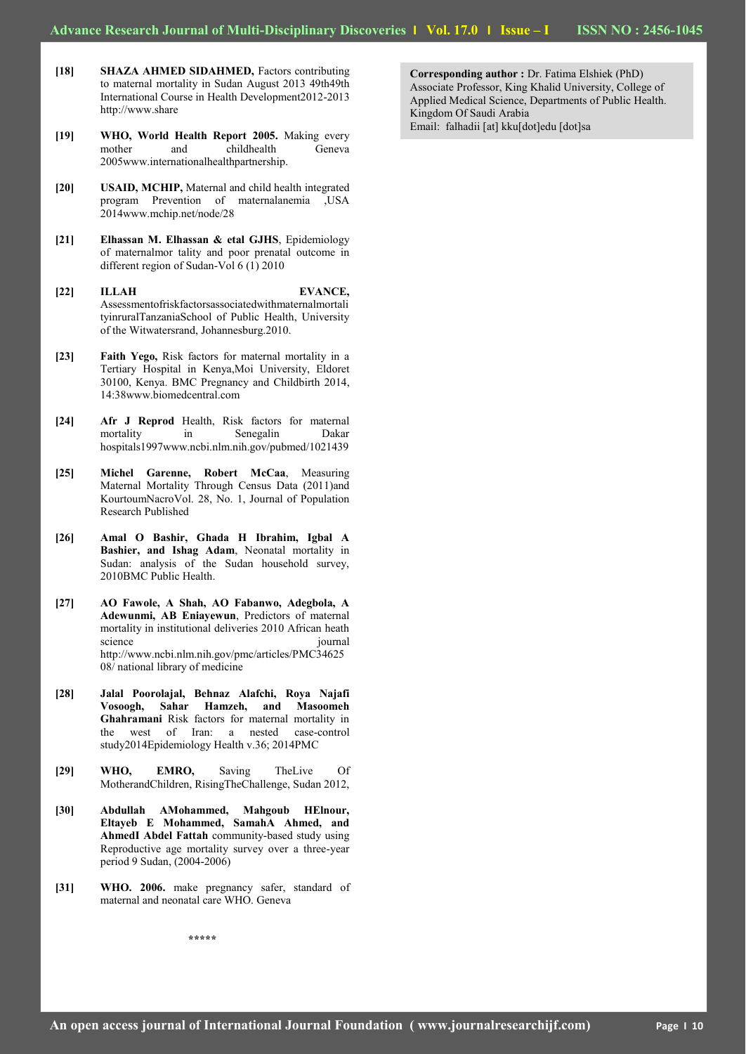[18] **SHAZA AHMED SIDAHMED,** Factors contributing to maternal mortality in Sudan August 2013 49th49th International Course in Health Development2012-2013 http://www.share

[19] **WHO, World Health Report 2005.** Making every mother and childhealth Geneva 2005www.internationalhealthpartnership.

[20] **USAID, MCHIP,** Maternal and child health integrated program Prevention of maternalanemia ,USA 2014www.mchip.net/node/28

[21] **Elhassan M. Elhassan & etal GJHS**, Epidemiology of maternalmor tality and poor prenatal outcome in different region of Sudan-Vol 6 (1) 2010

[22] **ILLAH EVANCE,** Assessmentofriskfactorsassociatedwithmaternalmortalityinrural TanzaniaSchool of Public Health, University of the Witwatersrand, Johannesburg.2010.

[23] **Faith Yego,** Risk factors for maternal mortality in a Tertiary Hospital in Kenya,Moi University, Eldoret 30100, Kenya. BMC Pregnancy and Childbirth 2014, 14:38www.biomedcentral.com

[24] **Afr J Reprod** Health, Risk factors for maternal mortality in Senegalin Dakar hospitals1997www.ncbi.nlm.nih.gov/pubmed/1021439

[25] **Michel Garenne, Robert McCaa**, Measuring Maternal Mortality Through Census Data (2011)and KourtoumNacroVol. 28, No. 1, Journal of Population Research Published

[26] **Amal O Bashir, Ghada H Ibrahim, Igbal A Bashier, and Ishag Adam**, Neonatal mortality in Sudan: analysis of the Sudan household survey, 2010BMC Public Health.

[27] **AO Fawole, A Shah, AO Fabanwo, Adegbola, A Adewunmi, AB Eniayewun**, Predictors of maternal mortality in institutional deliveries 2010 African heath science journal http://www.ncbi.nlm.nih.gov/pmc/articles/PMC3462508/ national library of medicine

[28] **Jalal Poorolajal, Behnaz Alafchi, Roya Najafi Vosoogh, Sahar Hamzeh, and Masoomeh Ghahramani** Risk factors for maternal mortality in the west of Iran: a nested case-control study2014Epidemiology Health v.36; 2014PMC

[29] **WHO, EMRO,** Saving TheLive Of MotherandChildren, RisingTheChallenge, Sudan 2012,

[30] **Abdullah AMohammed, Mahgoub HElnour, Eltayeb E Mohammed, SamahA Ahmed, and AhmedI Abdel Fattah** community-based study using Reproductive age mortality survey over a three-year period 9 Sudan, (2004-2006)

[31] **WHO. 2006.** make pregnancy safer, standard of maternal and neonatal care WHO. Geneva

\*\*\*\*\*

**Corresponding author :** Dr. Fatima Elshiek (PhD)
Associate Professor, King Khalid University, College of Applied Medical Science, Departments of Public Health. Kingdom Of Saudi Arabia
Email: falhadii [at] kku[dot]edu [dot]sa